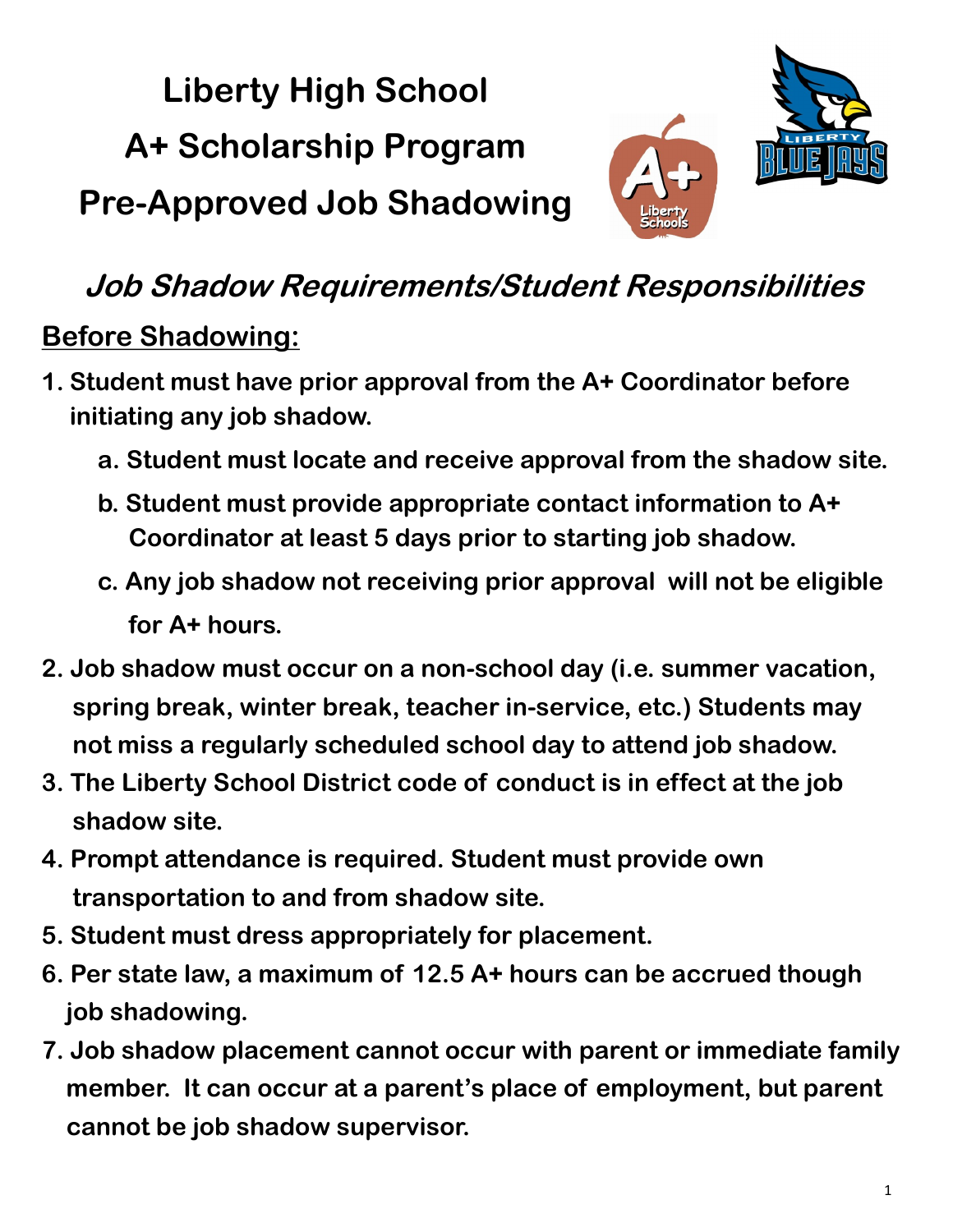# Liberty High School

# A+ Scholarship Program

# Pre-Approved Job Shadowing

## *Job Shadow Requirements/Student Responsibilities*

### Before Shadowing:

1. **Student must have prior approval from the A+ Coordinator before initiating any job shadow.**
   a. **Student must locate and receive approval from the shadow site.**
   b. **Student must provide appropriate contact information to A+ Coordinator at least 5 days prior to starting job shadow.**
   c. **Any job shadow not receiving prior approval will not be eligible for A+ hours.**
2. **Job shadow must occur on a non-school day (i.e. summer vacation, spring break, winter break, teacher in-service, etc.) Students may not miss a regularly scheduled school day to attend job shadow.**
3. **The Liberty School District code of conduct is in effect at the job shadow site.**
4. **Prompt attendance is required. Student must provide own transportation to and from shadow site.**
5. **Student must dress appropriately for placement.**
6. **Per state law, a maximum of 12.5 A+ hours can be accrued though job shadowing.**
7. **Job shadow placement cannot occur with parent or immediate family member. It can occur at a parent's place of employment, but parent cannot be job shadow supervisor.**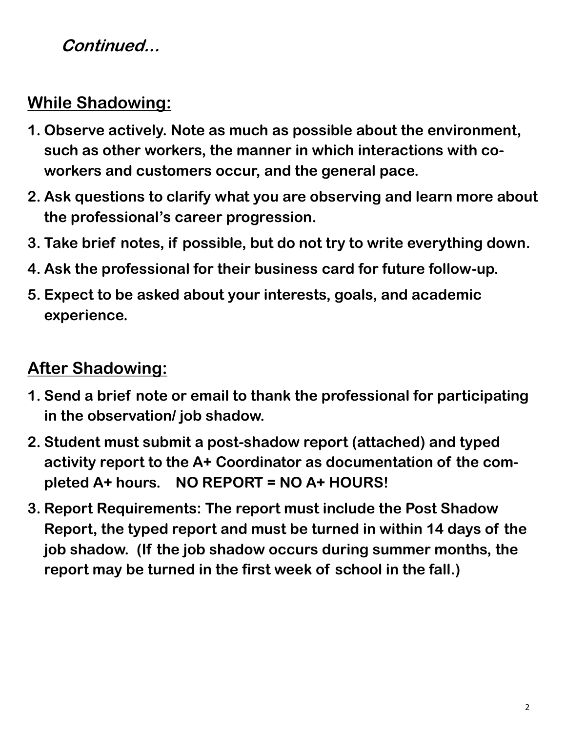***Continued...***

## While Shadowing:

1. **Observe actively. Note as much as possible about the environment, such as other workers, the manner in which interactions with co-workers and customers occur, and the general pace.**
2. **Ask questions to clarify what you are observing and learn more about the professional's career progression.**
3. **Take brief notes, if possible, but do not try to write everything down.**
4. **Ask the professional for their business card for future follow-up.**
5. **Expect to be asked about your interests, goals, and academic experience.**

## After Shadowing:

1. **Send a brief note or email to thank the professional for participating in the observation/ job shadow.**
2. **Student must submit a post-shadow report (attached) and typed activity report to the A+ Coordinator as documentation of the completed A+ hours. NO REPORT = NO A+ HOURS!**
3. **Report Requirements: The report must include the Post Shadow Report, the typed report and must be turned in within 14 days of the job shadow. (If the job shadow occurs during summer months, the report may be turned in the first week of school in the fall.)**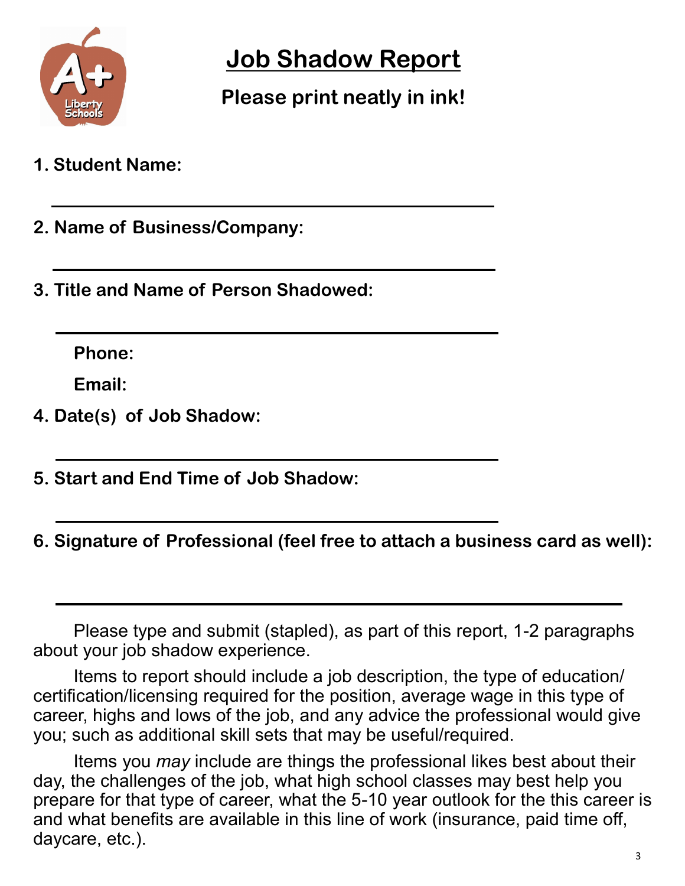# Job Shadow Report

**Please print neatly in ink!**

**1. Student Name:**

______________________________________________

**2. Name of Business/Company:**

______________________________________________

**3. Title and Name of Person Shadowed:**

______________________________________________

**Phone:**

**Email:**

**4. Date(s) of Job Shadow:**

______________________________________________

**5. Start and End Time of Job Shadow:**

______________________________________________

**6. Signature of Professional (feel free to attach a business card as well):**

____________________________________________________________

Please type and submit (stapled), as part of this report, 1-2 paragraphs about your job shadow experience.

Items to report should include a job description, the type of education/certification/licensing required for the position, average wage in this type of career, highs and lows of the job, and any advice the professional would give you; such as additional skill sets that may be useful/required.

Items you *may* include are things the professional likes best about their day, the challenges of the job, what high school classes may best help you prepare for that type of career, what the 5-10 year outlook for the this career is and what benefits are available in this line of work (insurance, paid time off, daycare, etc.).